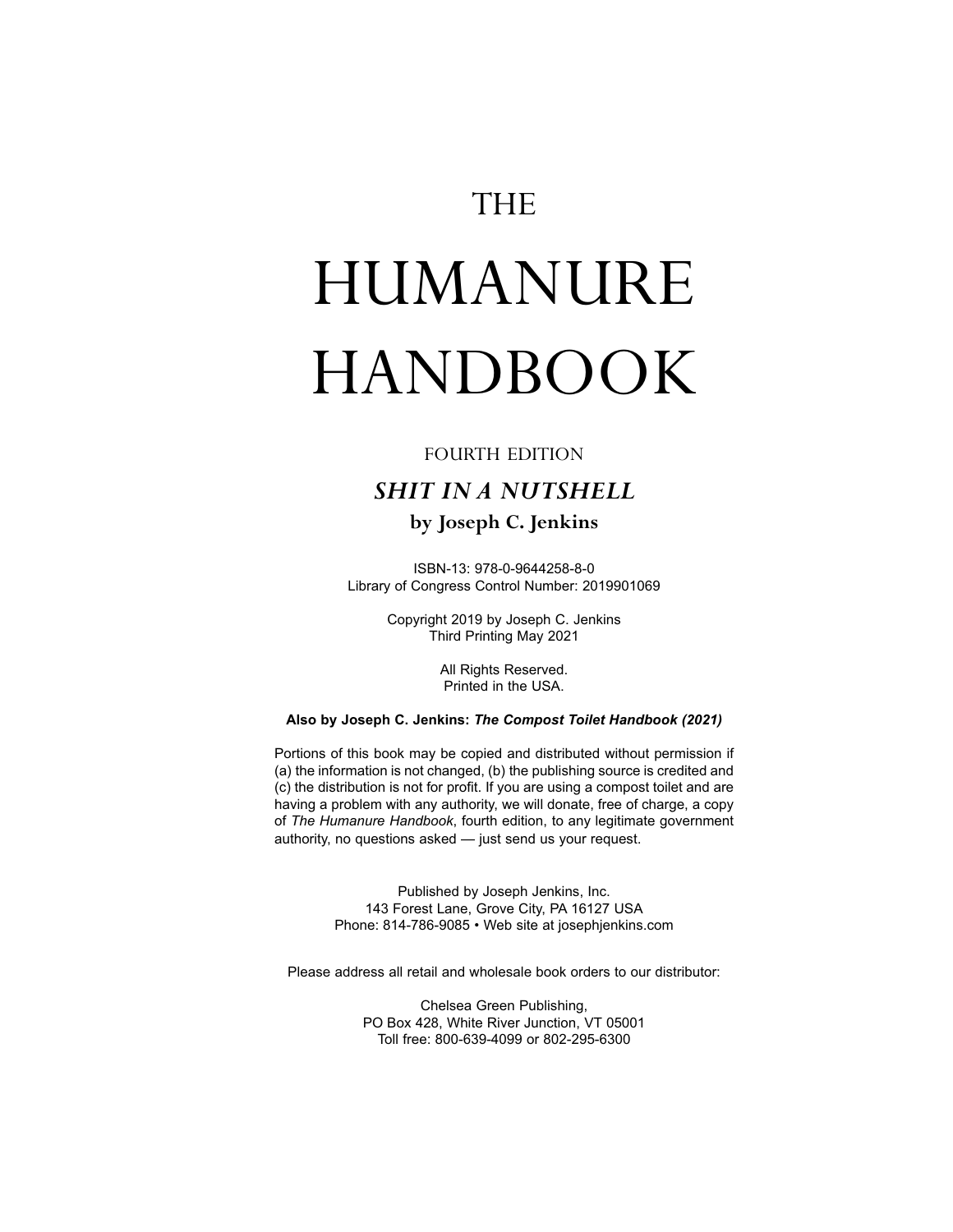# THE

# HUMANURE HANDBOOK

FOURTH EDITION

## *SHIT IN A NUTSHELL*

**by Joseph C. Jenkins**

ISBN-13: 978-0-9644258-8-0
Library of Congress Control Number: 2019901069

Copyright 2019 by Joseph C. Jenkins
Third Printing May 2021

All Rights Reserved.
Printed in the USA.

**Also by Joseph C. Jenkins: *The Compost Toilet Handbook (2021)***

Portions of this book may be copied and distributed without permission if (a) the information is not changed, (b) the publishing source is credited and (c) the distribution is not for profit. If you are using a compost toilet and are having a problem with any authority, we will donate, free of charge, a copy of *The Humanure Handbook*, fourth edition, to any legitimate government authority, no questions asked — just send us your request.

Published by Joseph Jenkins, Inc.
143 Forest Lane, Grove City, PA 16127 USA
Phone: 814-786-9085 • Web site at josephjenkins.com

Please address all retail and wholesale book orders to our distributor:

Chelsea Green Publishing,
PO Box 428, White River Junction, VT 05001
Toll free: 800-639-4099 or 802-295-6300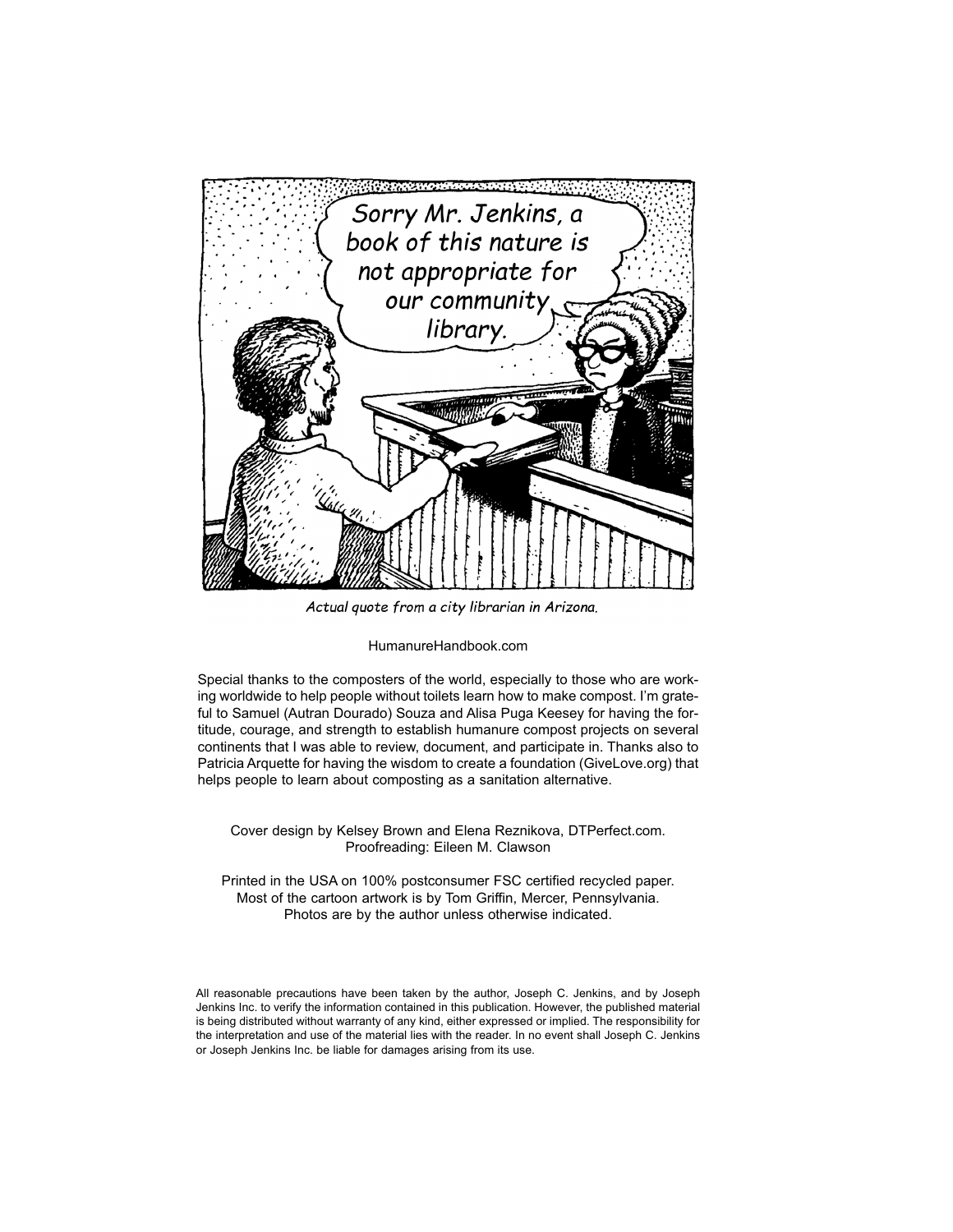*Actual quote from a city librarian in Arizona.*

HumanureHandbook.com

Special thanks to the composters of the world, especially to those who are working worldwide to help people without toilets learn how to make compost. I'm grateful to Samuel (Autran Dourado) Souza and Alisa Puga Keesey for having the fortitude, courage, and strength to establish humanure compost projects on several continents that I was able to review, document, and participate in. Thanks also to Patricia Arquette for having the wisdom to create a foundation (GiveLove.org) that helps people to learn about composting as a sanitation alternative.

Cover design by Kelsey Brown and Elena Reznikova, DTPerfect.com.
Proofreading: Eileen M. Clawson

Printed in the USA on 100% postconsumer FSC certified recycled paper.
Most of the cartoon artwork is by Tom Griffin, Mercer, Pennsylvania.
Photos are by the author unless otherwise indicated.

All reasonable precautions have been taken by the author, Joseph C. Jenkins, and by Joseph Jenkins Inc. to verify the information contained in this publication. However, the published material is being distributed without warranty of any kind, either expressed or implied. The responsibility for the interpretation and use of the material lies with the reader. In no event shall Joseph C. Jenkins or Joseph Jenkins Inc. be liable for damages arising from its use.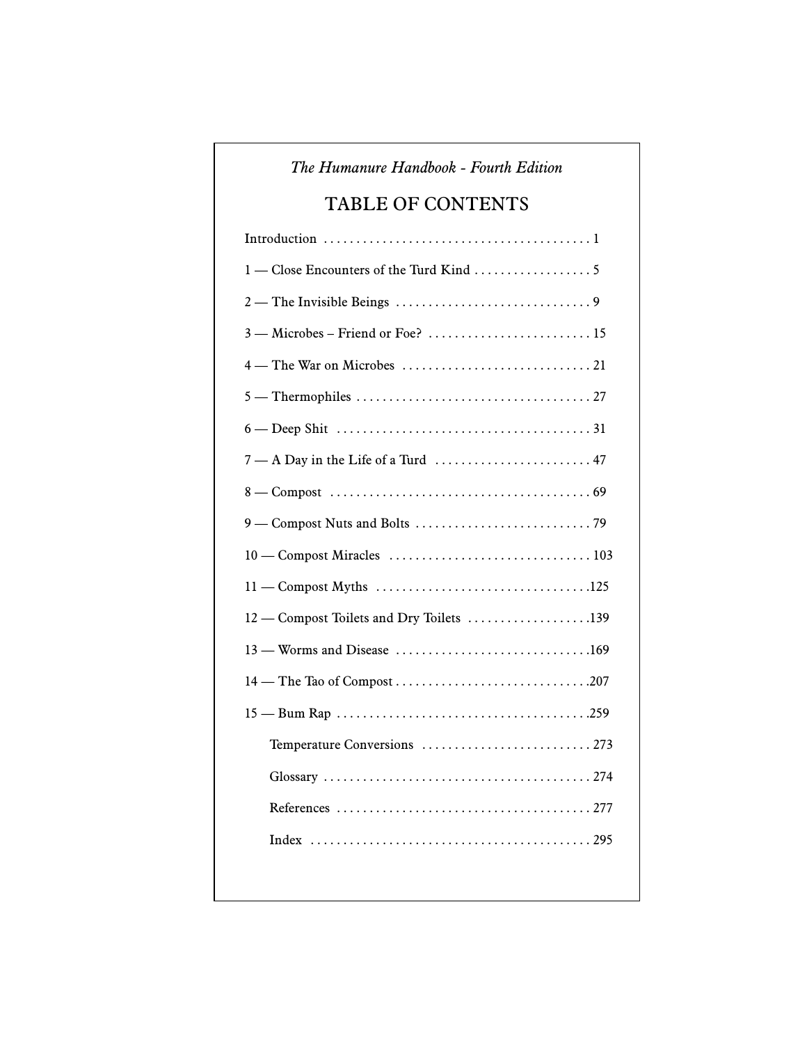*The Humanure Handbook - Fourth Edition*

# TABLE OF CONTENTS

Introduction . . . . . . . . . . . . . . . . . . . . . . . . . . . . . . . . . . . . . . . . . 1

1 — Close Encounters of the Turd Kind . . . . . . . . . . . . . . . . . . 5

2 — The Invisible Beings . . . . . . . . . . . . . . . . . . . . . . . . . . . . . . 9

3 — Microbes – Friend or Foe? . . . . . . . . . . . . . . . . . . . . . . . . . 15

4 — The War on Microbes . . . . . . . . . . . . . . . . . . . . . . . . . . . . . 21

5 — Thermophiles . . . . . . . . . . . . . . . . . . . . . . . . . . . . . . . . . . . . 27

6 — Deep Shit . . . . . . . . . . . . . . . . . . . . . . . . . . . . . . . . . . . . . . . 31

7 — A Day in the Life of a Turd . . . . . . . . . . . . . . . . . . . . . . . . 47

8 — Compost . . . . . . . . . . . . . . . . . . . . . . . . . . . . . . . . . . . . . . . . 69

9 — Compost Nuts and Bolts . . . . . . . . . . . . . . . . . . . . . . . . . . . 79

10 — Compost Miracles . . . . . . . . . . . . . . . . . . . . . . . . . . . . . . . 103

11 — Compost Myths . . . . . . . . . . . . . . . . . . . . . . . . . . . . . . . . .125

12 — Compost Toilets and Dry Toilets . . . . . . . . . . . . . . . . . . .139

13 — Worms and Disease . . . . . . . . . . . . . . . . . . . . . . . . . . . . . .169

14 — The Tao of Compost . . . . . . . . . . . . . . . . . . . . . . . . . . . . . .207

15 — Bum Rap . . . . . . . . . . . . . . . . . . . . . . . . . . . . . . . . . . . . . . .259

Temperature Conversions . . . . . . . . . . . . . . . . . . . . . . . . . . 273

Glossary . . . . . . . . . . . . . . . . . . . . . . . . . . . . . . . . . . . . . . . . . 274

References . . . . . . . . . . . . . . . . . . . . . . . . . . . . . . . . . . . . . . . 277

Index . . . . . . . . . . . . . . . . . . . . . . . . . . . . . . . . . . . . . . . . . . . 295